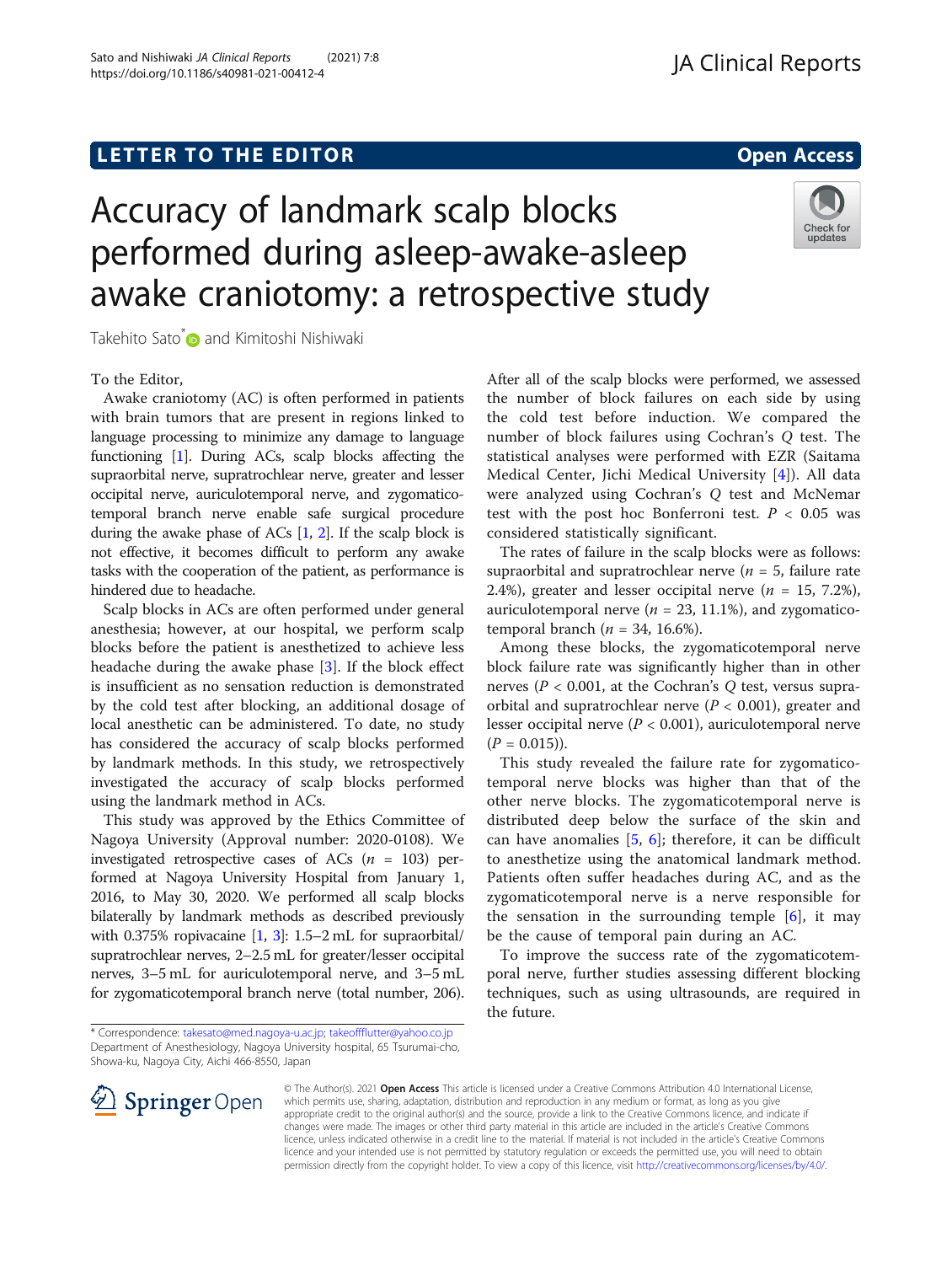LETTER TO THE EDITOR

Open Access

# Accuracy of landmark scalp blocks performed during asleep-awake-asleep awake craniotomy: a retrospective study

Takehito Sato* and Kimitoshi Nishiwaki

To the Editor,

Awake craniotomy (AC) is often performed in patients with brain tumors that are present in regions linked to language processing to minimize any damage to language functioning [1]. During ACs, scalp blocks affecting the supraorbital nerve, supratrochlear nerve, greater and lesser occipital nerve, auriculotemporal nerve, and zygomaticotemporal branch nerve enable safe surgical procedure during the awake phase of ACs [1, 2]. If the scalp block is not effective, it becomes difficult to perform any awake tasks with the cooperation of the patient, as performance is hindered due to headache.

Scalp blocks in ACs are often performed under general anesthesia; however, at our hospital, we perform scalp blocks before the patient is anesthetized to achieve less headache during the awake phase [3]. If the block effect is insufficient as no sensation reduction is demonstrated by the cold test after blocking, an additional dosage of local anesthetic can be administered. To date, no study has considered the accuracy of scalp blocks performed by landmark methods. In this study, we retrospectively investigated the accuracy of scalp blocks performed using the landmark method in ACs.

This study was approved by the Ethics Committee of Nagoya University (Approval number: 2020-0108). We investigated retrospective cases of ACs ($n$ = 103) performed at Nagoya University Hospital from January 1, 2016, to May 30, 2020. We performed all scalp blocks bilaterally by landmark methods as described previously with 0.375% ropivacaine [1, 3]: 1.5–2 mL for supraorbital/supratrochlear nerves, 2–2.5 mL for greater/lesser occipital nerves, 3–5 mL for auriculotemporal nerve, and 3–5 mL for zygomaticotemporal branch nerve (total number, 206).

After all of the scalp blocks were performed, we assessed the number of block failures on each side by using the cold test before induction. We compared the number of block failures using Cochran's $Q$ test. The statistical analyses were performed with EZR (Saitama Medical Center, Jichi Medical University [4]). All data were analyzed using Cochran's $Q$ test and McNemar test with the post hoc Bonferroni test. $P < 0.05$ was considered statistically significant.

The rates of failure in the scalp blocks were as follows: supraorbital and supratrochlear nerve ($n$ = 5, failure rate 2.4%), greater and lesser occipital nerve ($n$ = 15, 7.2%), auriculotemporal nerve ($n$ = 23, 11.1%), and zygomaticotemporal branch ($n$ = 34, 16.6%).

Among these blocks, the zygomaticotemporal nerve block failure rate was significantly higher than in other nerves ($P < 0.001$, at the Cochran's $Q$ test, versus supraorbital and supratrochlear nerve ($P < 0.001$), greater and lesser occipital nerve ($P < 0.001$), auriculotemporal nerve ($P = 0.015$)).

This study revealed the failure rate for zygomaticotemporal nerve blocks was higher than that of the other nerve blocks. The zygomaticotemporal nerve is distributed deep below the surface of the skin and can have anomalies [5, 6]; therefore, it can be difficult to anesthetize using the anatomical landmark method. Patients often suffer headaches during AC, and as the zygomaticotemporal nerve is a nerve responsible for the sensation in the surrounding temple [6], it may be the cause of temporal pain during an AC.

To improve the success rate of the zygomaticotemporal nerve, further studies assessing different blocking techniques, such as using ultrasounds, are required in the future.

\* Correspondence: takesato@med.nagoya-u.ac.jp; takeoffflutter@yahoo.co.jp
Department of Anesthesiology, Nagoya University hospital, 65 Tsurumai-cho, Showa-ku, Nagoya City, Aichi 466-8550, Japan

© The Author(s). 2021 **Open Access** This article is licensed under a Creative Commons Attribution 4.0 International License, which permits use, sharing, adaptation, distribution and reproduction in any medium or format, as long as you give appropriate credit to the original author(s) and the source, provide a link to the Creative Commons licence, and indicate if changes were made. The images or other third party material in this article are included in the article's Creative Commons licence, unless indicated otherwise in a credit line to the material. If material is not included in the article's Creative Commons licence and your intended use is not permitted by statutory regulation or exceeds the permitted use, you will need to obtain permission directly from the copyright holder. To view a copy of this licence, visit http://creativecommons.org/licenses/by/4.0/.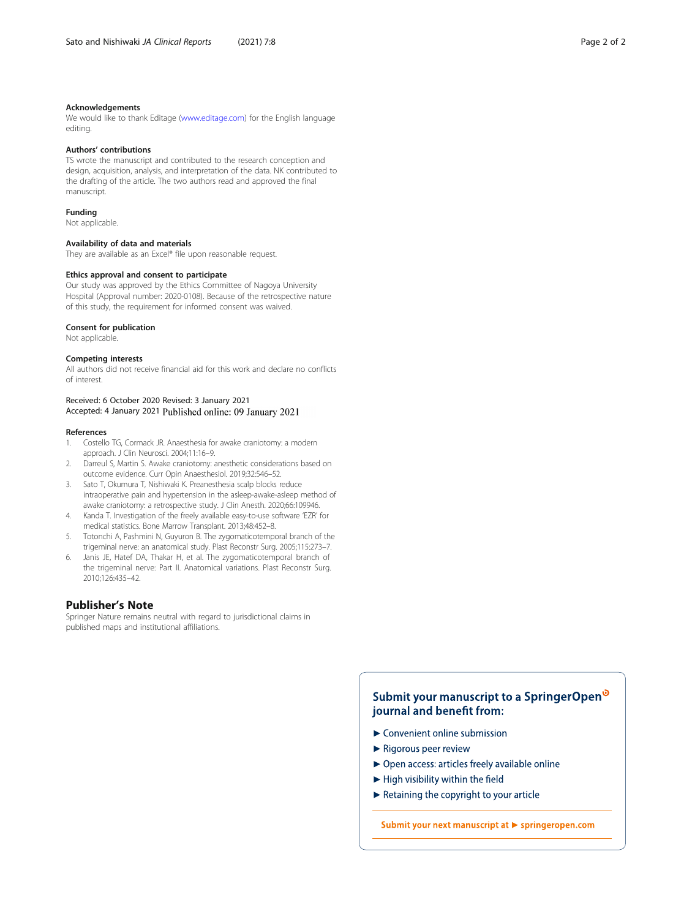### Acknowledgements

We would like to thank Editage (www.editage.com) for the English language editing.

### Authors' contributions

TS wrote the manuscript and contributed to the research conception and design, acquisition, analysis, and interpretation of the data. NK contributed to the drafting of the article. The two authors read and approved the final manuscript.

### Funding

Not applicable.

### Availability of data and materials

They are available as an Excel® file upon reasonable request.

### Ethics approval and consent to participate

Our study was approved by the Ethics Committee of Nagoya University Hospital (Approval number: 2020-0108). Because of the retrospective nature of this study, the requirement for informed consent was waived.

### Consent for publication

Not applicable.

### Competing interests

All authors did not receive financial aid for this work and declare no conflicts of interest.

Received: 6 October 2020 Revised: 3 January 2021
Accepted: 4 January 2021 Published online: 09 January 2021

### References

1. Costello TG, Cormack JR. Anaesthesia for awake craniotomy: a modern approach. J Clin Neurosci. 2004;11:16–9.
2. Darreul S, Martin S. Awake craniotomy: anesthetic considerations based on outcome evidence. Curr Opin Anaesthesiol. 2019;32:546–52.
3. Sato T, Okumura T, Nishiwaki K. Preanesthesia scalp blocks reduce intraoperative pain and hypertension in the asleep-awake-asleep method of awake craniotomy: a retrospective study. J Clin Anesth. 2020;66:109946.
4. Kanda T. Investigation of the freely available easy-to-use software 'EZR' for medical statistics. Bone Marrow Transplant. 2013;48:452–8.
5. Totonchi A, Pashmini N, Guyuron B. The zygomaticotemporal branch of the trigeminal nerve: an anatomical study. Plast Reconstr Surg. 2005;115:273–7.
6. Janis JE, Hatef DA, Thakar H, et al. The zygomaticotemporal branch of the trigeminal nerve: Part II. Anatomical variations. Plast Reconstr Surg. 2010;126:435–42.

## Publisher's Note

Springer Nature remains neutral with regard to jurisdictional claims in published maps and institutional affiliations.

**Submit your manuscript to a SpringerOpen journal and benefit from:**

- ► Convenient online submission
- ► Rigorous peer review
- ► Open access: articles freely available online
- ► High visibility within the field
- ► Retaining the copyright to your article

**Submit your next manuscript at ► springeropen.com**